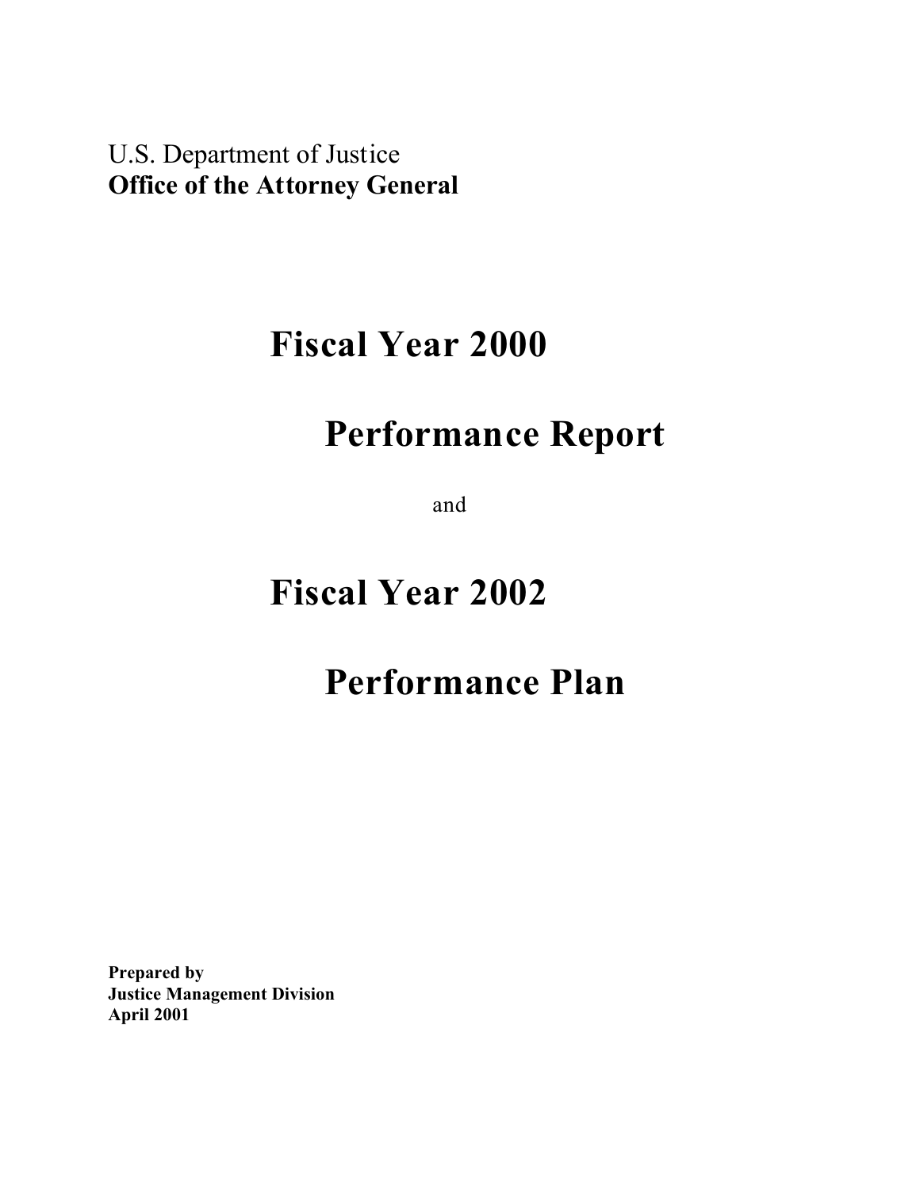U.S. Department of Justice
**Office of the Attorney General**

# Fiscal Year 2000

# Performance Report

and

# Fiscal Year 2002

# Performance Plan

**Prepared by**
**Justice Management Division**
**April 2001**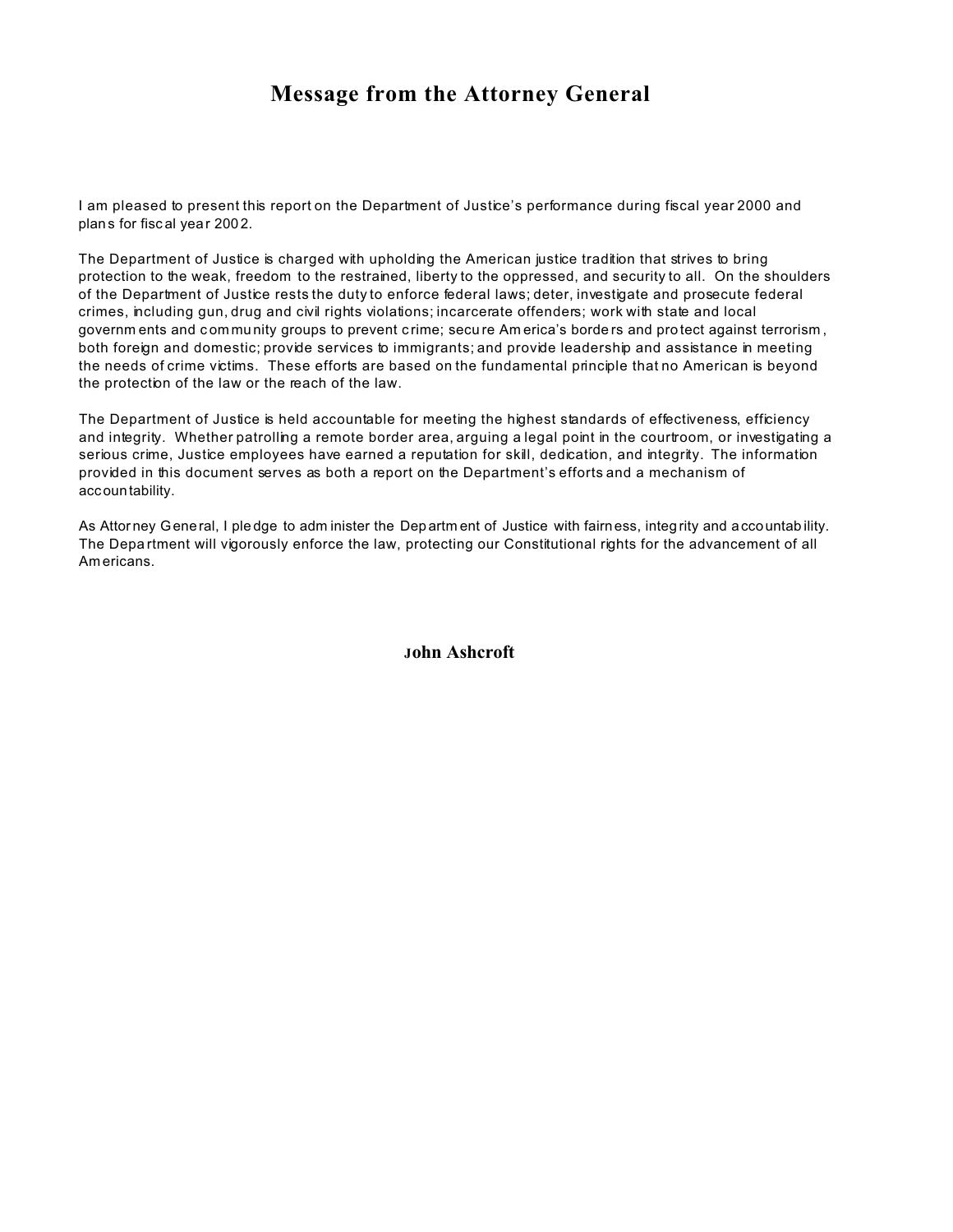# Message from the Attorney General

I am pleased to present this report on the Department of Justice's performance during fiscal year 2000 and plans for fiscal year 2002.

The Department of Justice is charged with upholding the American justice tradition that strives to bring protection to the weak, freedom to the restrained, liberty to the oppressed, and security to all. On the shoulders of the Department of Justice rests the duty to enforce federal laws; deter, investigate and prosecute federal crimes, including gun, drug and civil rights violations; incarcerate offenders; work with state and local governments and community groups to prevent crime; secure America's borders and protect against terrorism, both foreign and domestic; provide services to immigrants; and provide leadership and assistance in meeting the needs of crime victims. These efforts are based on the fundamental principle that no American is beyond the protection of the law or the reach of the law.

The Department of Justice is held accountable for meeting the highest standards of effectiveness, efficiency and integrity. Whether patrolling a remote border area, arguing a legal point in the courtroom, or investigating a serious crime, Justice employees have earned a reputation for skill, dedication, and integrity. The information provided in this document serves as both a report on the Department's efforts and a mechanism of accountability.

As Attorney General, I pledge to administer the Department of Justice with fairness, integrity and accountability. The Department will vigorously enforce the law, protecting our Constitutional rights for the advancement of all Americans.

**John Ashcroft**